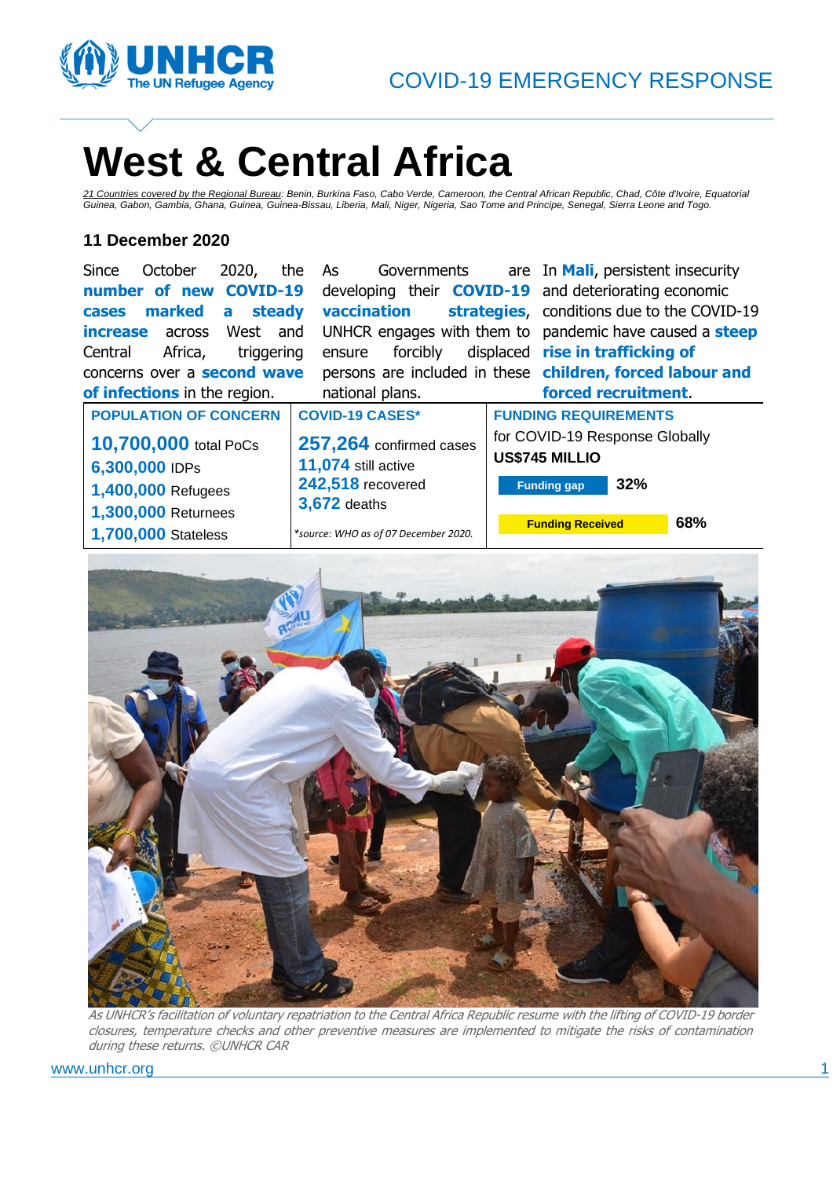COVID-19 EMERGENCY RESPONSE

# West & Central Africa

*21 Countries covered by the Regional Bureau: Benin, Burkina Faso, Cabo Verde, Cameroon, the Central African Republic, Chad, Côte d'Ivoire, Equatorial Guinea, Gabon, Gambia, Ghana, Guinea, Guinea-Bissau, Liberia, Mali, Niger, Nigeria, Sao Tome and Principe, Senegal, Sierra Leone and Togo.*

**11 December 2020**

Since October 2020, the **number of new COVID-19 cases marked a steady increase** across West and Central Africa, triggering concerns over a **second wave of infections** in the region.

As Governments are developing their **COVID-19 vaccination strategies**, UNHCR engages with them to ensure forcibly displaced persons are included in these national plans.

In **Mali**, persistent insecurity and deteriorating economic conditions due to the COVID-19 pandemic have caused a **steep rise in trafficking of children, forced labour and forced recruitment**.

| POPULATION OF CONCERN | COVID-19 CASES* | FUNDING REQUIREMENTS |
|---|---|---|
| **10,700,000** total PoCs | **257,264** confirmed cases | for COVID-19 Response Globally |
| **6,300,000** IDPs | **11,074** still active | **US$745 MILLIO** |
| **1,400,000** Refugees | **242,518** recovered | Funding gap **32%** |
| **1,300,000** Returnees | **3,672** deaths | Funding Received **68%** |
| **1,700,000** Stateless | *\*source: WHO as of 07 December 2020.* | |

*As UNHCR's facilitation of voluntary repatriation to the Central Africa Republic resume with the lifting of COVID-19 border closures, temperature checks and other preventive measures are implemented to mitigate the risks of contamination during these returns. ©UNHCR CAR*

www.unhcr.org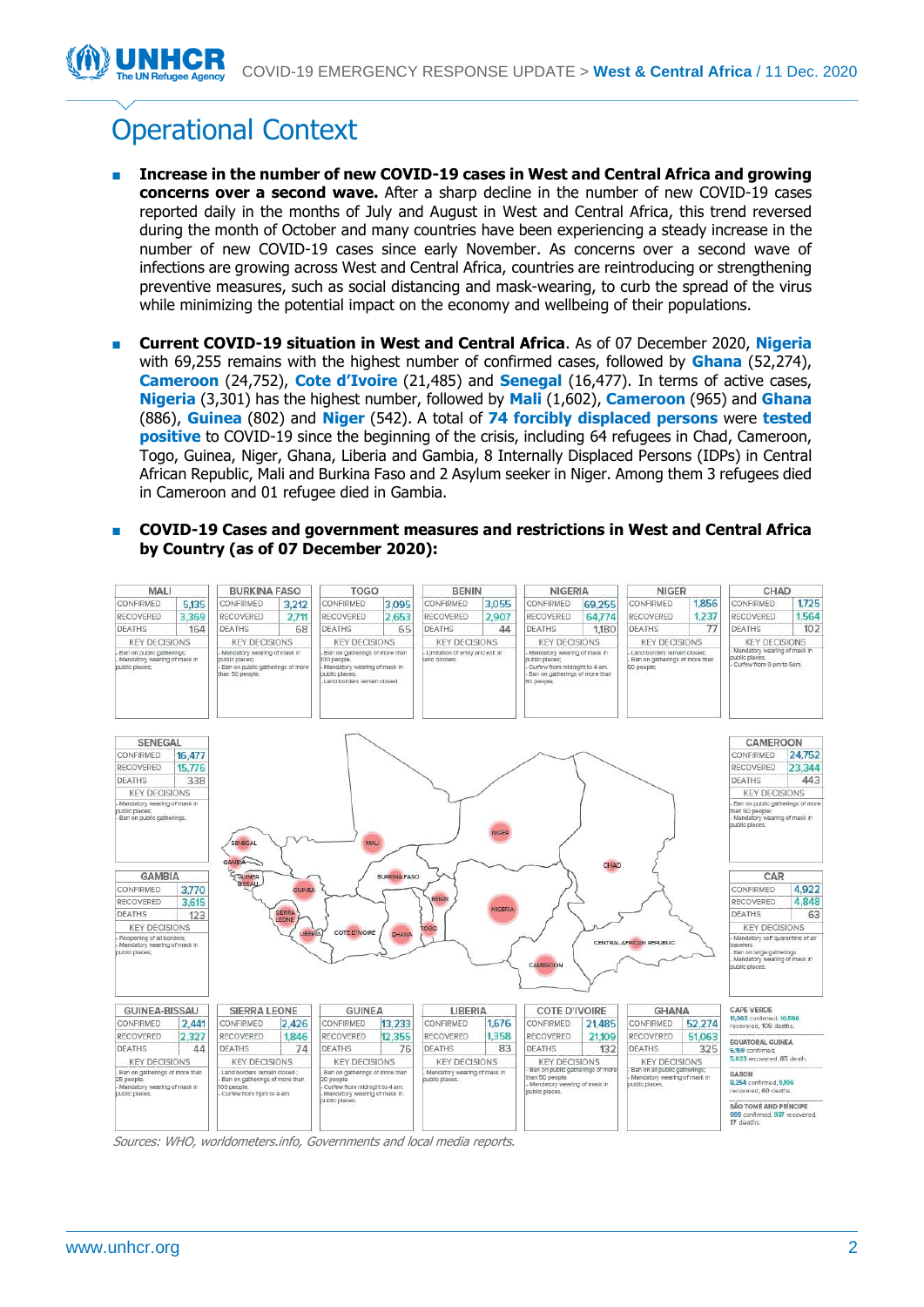# Operational Context

- **Increase in the number of new COVID-19 cases in West and Central Africa and growing concerns over a second wave.** After a sharp decline in the number of new COVID-19 cases reported daily in the months of July and August in West and Central Africa, this trend reversed during the month of October and many countries have been experiencing a steady increase in the number of new COVID-19 cases since early November. As concerns over a second wave of infections are growing across West and Central Africa, countries are reintroducing or strengthening preventive measures, such as social distancing and mask-wearing, to curb the spread of the virus while minimizing the potential impact on the economy and wellbeing of their populations.

- **Current COVID-19 situation in West and Central Africa**. As of 07 December 2020, **Nigeria** with 69,255 remains with the highest number of confirmed cases, followed by **Ghana** (52,274), **Cameroon** (24,752), **Cote d'Ivoire** (21,485) and **Senegal** (16,477). In terms of active cases, **Nigeria** (3,301) has the highest number, followed by **Mali** (1,602), **Cameroon** (965) and **Ghana** (886), **Guinea** (802) and **Niger** (542). A total of **74 forcibly displaced persons** were **tested positive** to COVID-19 since the beginning of the crisis, including 64 refugees in Chad, Cameroon, Togo, Guinea, Niger, Ghana, Liberia and Gambia, 8 Internally Displaced Persons (IDPs) in Central African Republic, Mali and Burkina Faso and 2 Asylum seeker in Niger. Among them 3 refugees died in Cameroon and 01 refugee died in Gambia.

- **COVID-19 Cases and government measures and restrictions in West and Central Africa by Country (as of 07 December 2020):**

| Country | Confirmed | Recovered | Deaths | Key Decisions |
|---|---|---|---|---|
| Mali | 5,135 | 3,369 | 164 | Ban on public gatherings; Mandatory wearing of mask in public places; |
| Burkina Faso | 3,212 | 2,711 | 68 | Mandatory wearing of mask in public places; Ban on public gatherings of more than 50 people. |
| Togo | 3,095 | 2,653 | 65 | Ban on gatherings of more than 100 people; Mandatory wearing of mask in public places; Land borders remain closed |
| Benin | 3,055 | 2,907 | 44 | Limitation of entry and exit at land borders. |
| Nigeria | 69,255 | 64,774 | 1,180 | Mandatory wearing of mask in public places; Curfew from midnight to 4 am; Ban on gatherings of more than 50 people. |
| Niger | 1,856 | 1,237 | 77 | Land borders remain closed; Ban on gatherings of more than 50 people; |
| Chad | 1,725 | 1,564 | 102 | Mandatory wearing of mask in public places; Curfew from 9 pm to 5am. |
| Senegal | 16,477 | 15,776 | 338 | Mandatory wearing of mask in public places; Ban on public gatherings. |
| Cameroon | 24,752 | 23,344 | 443 | Ban on public gatherings of more than 50 people; Mandatory wearing of mask in public places. |
| Gambia | 3,770 | 3,615 | 123 | Reopening of all borders; Mandatory wearing of mask in public places; |
| CAR | 4,922 | 4,848 | 63 | Mandatory self quarantine of all travelers; Ban on large gatherings; Mandatory wearing of mask in public places. |
| Guinea-Bissau | 2,441 | 2,327 | 44 | Ban on gatherings of more than 25 people; Mandatory wearing of mask in public places. |
| Sierra Leone | 2,426 | 1,846 | 74 | Land borders remain closed; Ban on gatherings of more than 100 people; Curfew from 11pm to 4 am. |
| Guinea | 13,233 | 12,355 | 76 | Ban on gatherings of more than 20 people; Curfew from midnight to 4 am; Mandatory wearing of mask in public places. |
| Liberia | 1,676 | 1,358 | 83 | Mandatory wearing of mask in public places. |
| Cote D'Ivoire | 21,485 | 21,109 | 132 | Ban on public gathering of more than 50 people; Mandatory wearing of mask in public places. |
| Ghana | 52,274 | 51,063 | 325 | Ban on all public gatherings; Mandatory wearing of mask in public places. |

**CAPE VERDE:** 11,063 confirmed, 10,596 recovered, 109 deaths.

**EQUATORIAL GUINEA:** 5,159 confirmed, 5,023 recovered, 85 death.

**GABON:** 9,254 confirmed, 9,106 recovered, 60 deaths.

**SÃO TOMÉ AND PRÍNCIPE:** 999 confirmed, 937 recovered, 17 deaths.

*Sources: WHO, worldometers.info, Governments and local media reports.*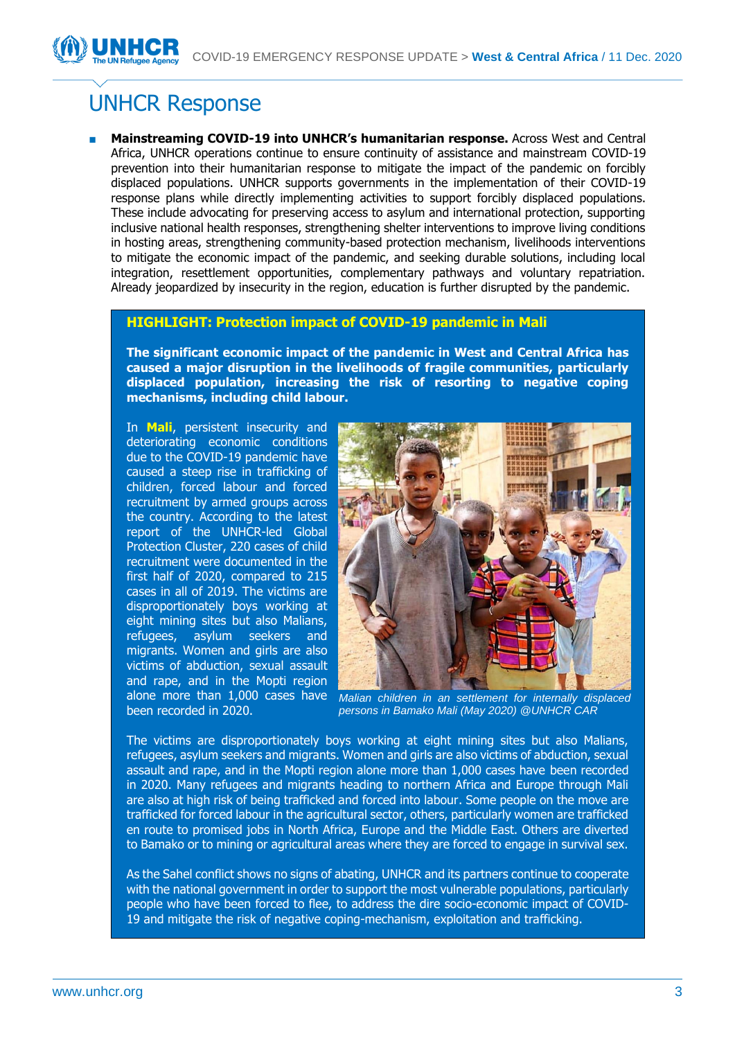# UNHCR Response

- **Mainstreaming COVID-19 into UNHCR's humanitarian response.** Across West and Central Africa, UNHCR operations continue to ensure continuity of assistance and mainstream COVID-19 prevention into their humanitarian response to mitigate the impact of the pandemic on forcibly displaced populations. UNHCR supports governments in the implementation of their COVID-19 response plans while directly implementing activities to support forcibly displaced populations. These include advocating for preserving access to asylum and international protection, supporting inclusive national health responses, strengthening shelter interventions to improve living conditions in hosting areas, strengthening community-based protection mechanism, livelihoods interventions to mitigate the economic impact of the pandemic, and seeking durable solutions, including local integration, resettlement opportunities, complementary pathways and voluntary repatriation. Already jeopardized by insecurity in the region, education is further disrupted by the pandemic.

### HIGHLIGHT: Protection impact of COVID-19 pandemic in Mali

**The significant economic impact of the pandemic in West and Central Africa has caused a major disruption in the livelihoods of fragile communities, particularly displaced population, increasing the risk of resorting to negative coping mechanisms, including child labour.**

In **Mali**, persistent insecurity and deteriorating economic conditions due to the COVID-19 pandemic have caused a steep rise in trafficking of children, forced labour and forced recruitment by armed groups across the country. According to the latest report of the UNHCR-led Global Protection Cluster, 220 cases of child recruitment were documented in the first half of 2020, compared to 215 cases in all of 2019. The victims are disproportionately boys working at eight mining sites but also Malians, refugees, asylum seekers and migrants. Women and girls are also victims of abduction, sexual assault and rape, and in the Mopti region alone more than 1,000 cases have been recorded in 2020.

*Malian children in an settlement for internally displaced persons in Bamako Mali (May 2020) @UNHCR CAR*

The victims are disproportionately boys working at eight mining sites but also Malians, refugees, asylum seekers and migrants. Women and girls are also victims of abduction, sexual assault and rape, and in the Mopti region alone more than 1,000 cases have been recorded in 2020. Many refugees and migrants heading to northern Africa and Europe through Mali are also at high risk of being trafficked and forced into labour. Some people on the move are trafficked for forced labour in the agricultural sector, others, particularly women are trafficked en route to promised jobs in North Africa, Europe and the Middle East. Others are diverted to Bamako or to mining or agricultural areas where they are forced to engage in survival sex.

As the Sahel conflict shows no signs of abating, UNHCR and its partners continue to cooperate with the national government in order to support the most vulnerable populations, particularly people who have been forced to flee, to address the dire socio-economic impact of COVID-19 and mitigate the risk of negative coping-mechanism, exploitation and trafficking.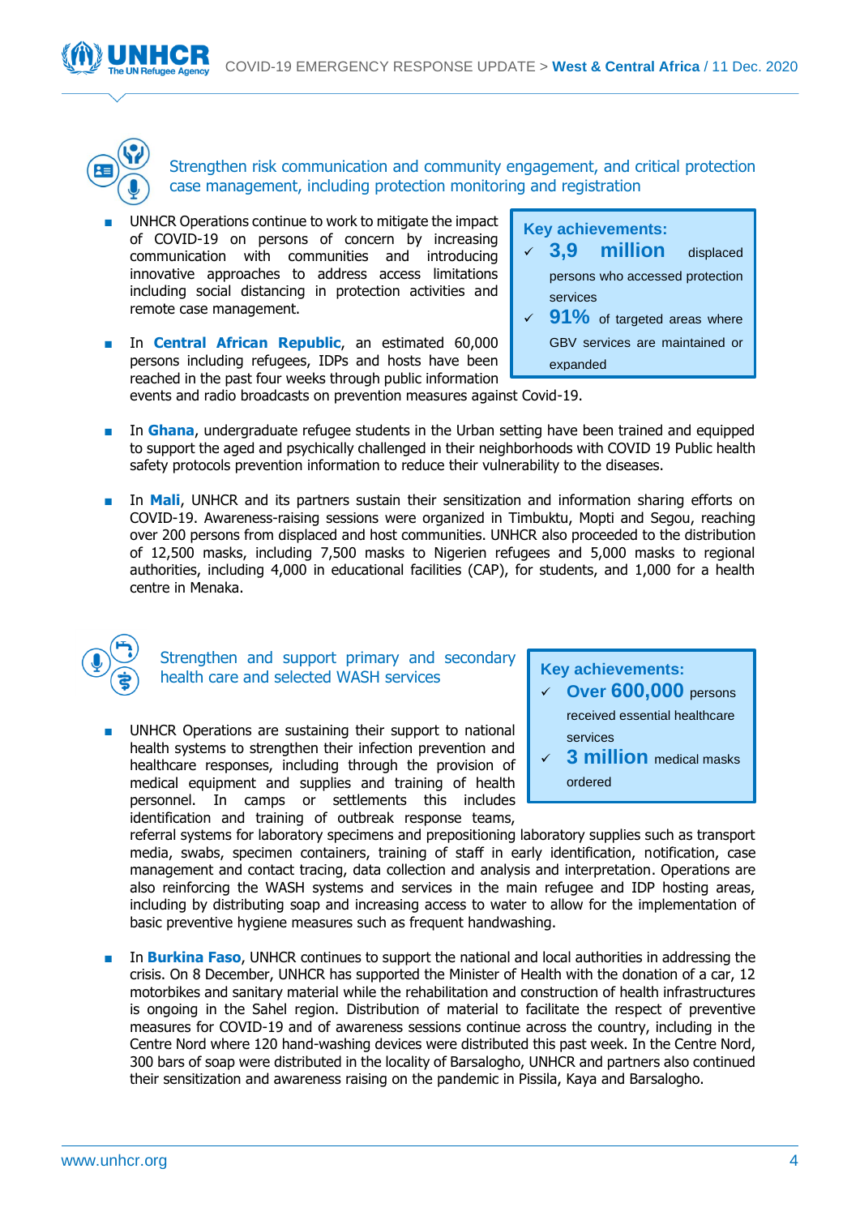## Strengthen risk communication and community engagement, and critical protection case management, including protection monitoring and registration

**Key achievements:**

- ✓ **3,9 million** displaced persons who accessed protection services
- ✓ **91%** of targeted areas where GBV services are maintained or expanded

- UNHCR Operations continue to work to mitigate the impact of COVID-19 on persons of concern by increasing communication with communities and introducing innovative approaches to address access limitations including social distancing in protection activities and remote case management.
- In **Central African Republic**, an estimated 60,000 persons including refugees, IDPs and hosts have been reached in the past four weeks through public information events and radio broadcasts on prevention measures against Covid-19.
- In **Ghana**, undergraduate refugee students in the Urban setting have been trained and equipped to support the aged and psychically challenged in their neighborhoods with COVID 19 Public health safety protocols prevention information to reduce their vulnerability to the diseases.
- In **Mali**, UNHCR and its partners sustain their sensitization and information sharing efforts on COVID-19. Awareness-raising sessions were organized in Timbuktu, Mopti and Segou, reaching over 200 persons from displaced and host communities. UNHCR also proceeded to the distribution of 12,500 masks, including 7,500 masks to Nigerien refugees and 5,000 masks to regional authorities, including 4,000 in educational facilities (CAP), for students, and 1,000 for a health centre in Menaka.

## Strengthen and support primary and secondary health care and selected WASH services

**Key achievements:**

- ✓ **Over 600,000** persons received essential healthcare services
- ✓ **3 million** medical masks ordered

- UNHCR Operations are sustaining their support to national health systems to strengthen their infection prevention and healthcare responses, including through the provision of medical equipment and supplies and training of health personnel. In camps or settlements this includes identification and training of outbreak response teams, referral systems for laboratory specimens and prepositioning laboratory supplies such as transport media, swabs, specimen containers, training of staff in early identification, notification, case management and contact tracing, data collection and analysis and interpretation. Operations are also reinforcing the WASH systems and services in the main refugee and IDP hosting areas, including by distributing soap and increasing access to water to allow for the implementation of basic preventive hygiene measures such as frequent handwashing.
- In **Burkina Faso**, UNHCR continues to support the national and local authorities in addressing the crisis. On 8 December, UNHCR has supported the Minister of Health with the donation of a car, 12 motorbikes and sanitary material while the rehabilitation and construction of health infrastructures is ongoing in the Sahel region. Distribution of material to facilitate the respect of preventive measures for COVID-19 and of awareness sessions continue across the country, including in the Centre Nord where 120 hand-washing devices were distributed this past week. In the Centre Nord, 300 bars of soap were distributed in the locality of Barsalogho, UNHCR and partners also continued their sensitization and awareness raising on the pandemic in Pissila, Kaya and Barsalogho.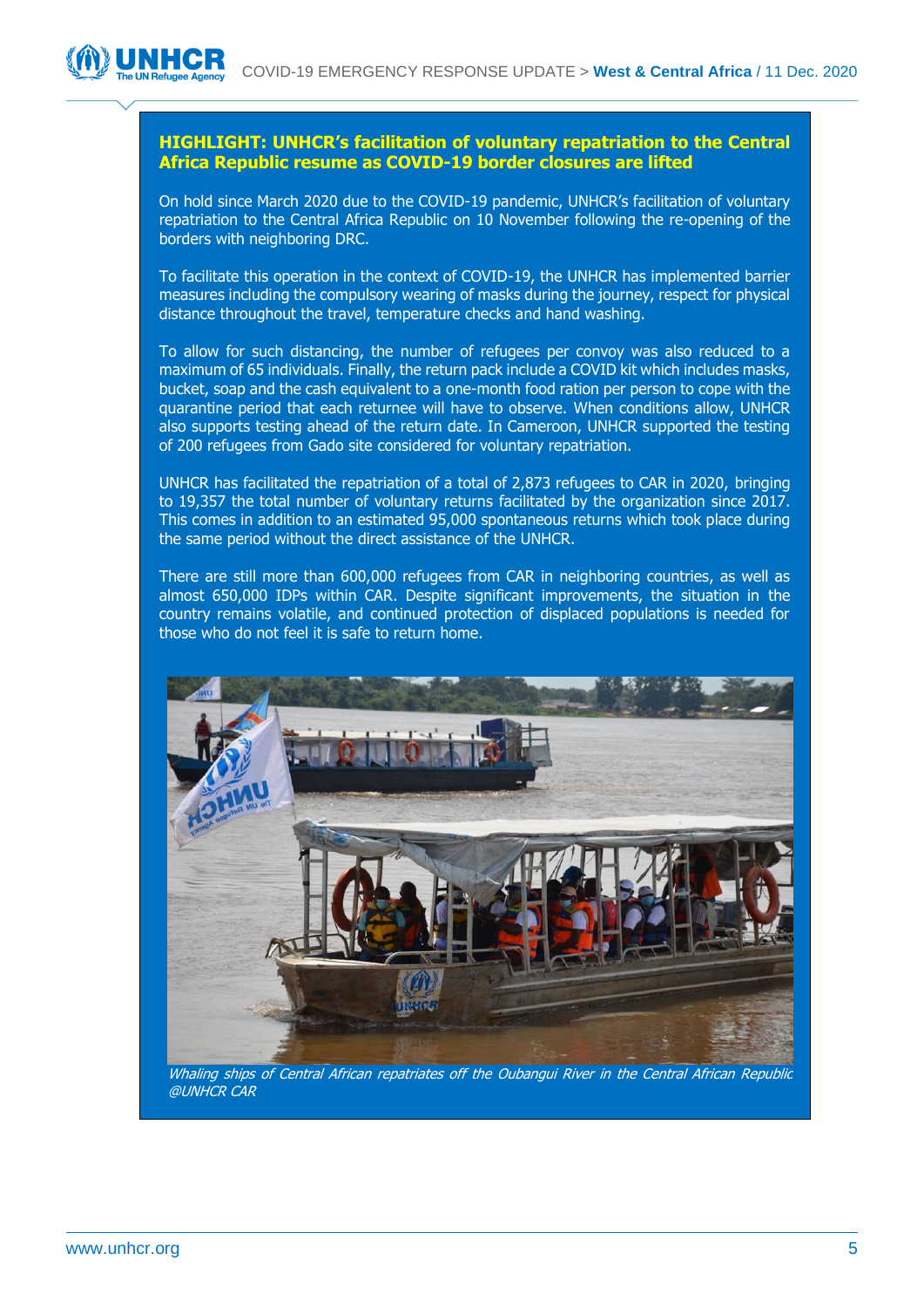## HIGHLIGHT: UNHCR's facilitation of voluntary repatriation to the Central Africa Republic resume as COVID-19 border closures are lifted

On hold since March 2020 due to the COVID-19 pandemic, UNHCR's facilitation of voluntary repatriation to the Central Africa Republic on 10 November following the re-opening of the borders with neighboring DRC.

To facilitate this operation in the context of COVID-19, the UNHCR has implemented barrier measures including the compulsory wearing of masks during the journey, respect for physical distance throughout the travel, temperature checks and hand washing.

To allow for such distancing, the number of refugees per convoy was also reduced to a maximum of 65 individuals. Finally, the return pack include a COVID kit which includes masks, bucket, soap and the cash equivalent to a one-month food ration per person to cope with the quarantine period that each returnee will have to observe. When conditions allow, UNHCR also supports testing ahead of the return date. In Cameroon, UNHCR supported the testing of 200 refugees from Gado site considered for voluntary repatriation.

UNHCR has facilitated the repatriation of a total of 2,873 refugees to CAR in 2020, bringing to 19,357 the total number of voluntary returns facilitated by the organization since 2017. This comes in addition to an estimated 95,000 spontaneous returns which took place during the same period without the direct assistance of the UNHCR.

There are still more than 600,000 refugees from CAR in neighboring countries, as well as almost 650,000 IDPs within CAR. Despite significant improvements, the situation in the country remains volatile, and continued protection of displaced populations is needed for those who do not feel it is safe to return home.

*Whaling ships of Central African repatriates off the Oubangui River in the Central African Republic @UNHCR CAR*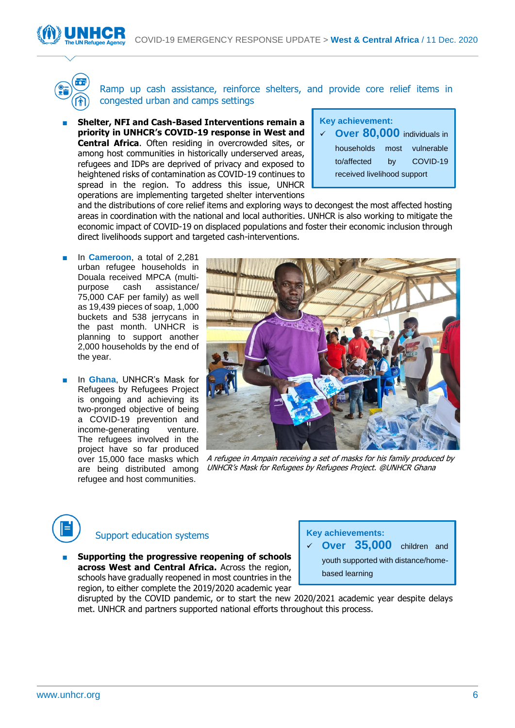## Ramp up cash assistance, reinforce shelters, and provide core relief items in congested urban and camps settings

> **Key achievement:**
> ✓ **Over 80,000** individuals in households most vulnerable to/affected by COVID-19 received livelihood support

- **Shelter, NFI and Cash-Based Interventions remain a priority in UNHCR's COVID-19 response in West and Central Africa**. Often residing in overcrowded sites, or among host communities in historically underserved areas, refugees and IDPs are deprived of privacy and exposed to heightened risks of contamination as COVID-19 continues to spread in the region. To address this issue, UNHCR operations are implementing targeted shelter interventions and the distributions of core relief items and exploring ways to decongest the most affected hosting areas in coordination with the national and local authorities. UNHCR is also working to mitigate the economic impact of COVID-19 on displaced populations and foster their economic inclusion through direct livelihoods support and targeted cash-interventions.

- In **Cameroon**, a total of 2,281 urban refugee households in Douala received MPCA (multi-purpose cash assistance/ 75,000 CAF per family) as well as 19,439 pieces of soap, 1,000 buckets and 538 jerrycans in the past month. UNHCR is planning to support another 2,000 households by the end of the year.

- In **Ghana**, UNHCR's Mask for Refugees by Refugees Project is ongoing and achieving its two-pronged objective of being a COVID-19 prevention and income-generating venture. The refugees involved in the project have so far produced over 15,000 face masks which are being distributed among refugee and host communities.

*A refugee in Ampain receiving a set of masks for his family produced by UNHCR's Mask for Refugees by Refugees Project. @UNHCR Ghana*

## Support education systems

> **Key achievements:**
> ✓ **Over 35,000** children and youth supported with distance/home-based learning

- **Supporting the progressive reopening of schools across West and Central Africa.** Across the region, schools have gradually reopened in most countries in the region, to either complete the 2019/2020 academic year disrupted by the COVID pandemic, or to start the new 2020/2021 academic year despite delays met. UNHCR and partners supported national efforts throughout this process.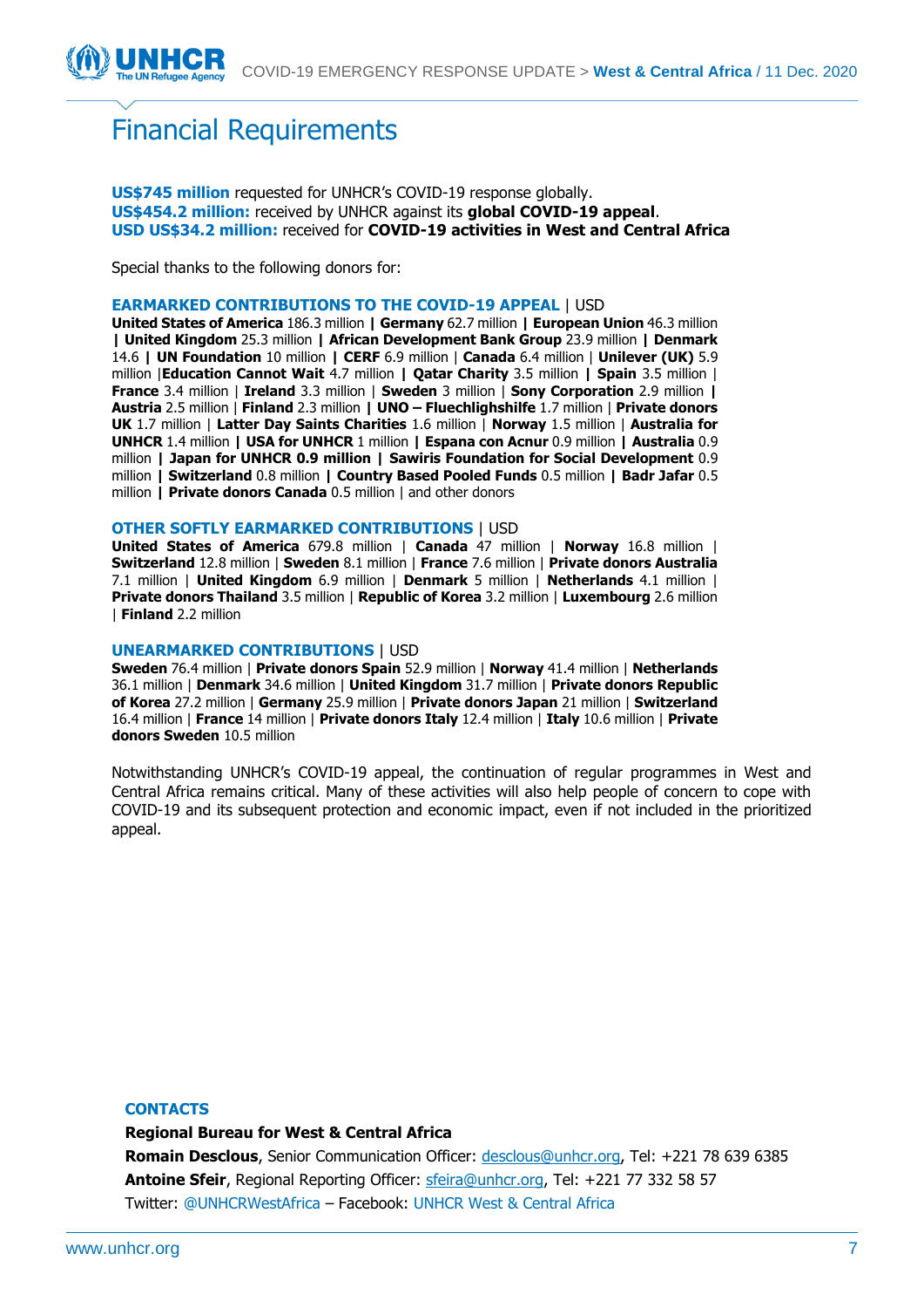# Financial Requirements

**US$745 million** requested for UNHCR's COVID-19 response globally.
**US$454.2 million:** received by UNHCR against its **global COVID-19 appeal**.
**USD US$34.2 million:** received for **COVID-19 activities in West and Central Africa**

Special thanks to the following donors for:

**EARMARKED CONTRIBUTIONS TO THE COVID-19 APPEAL** | USD
**United States of America** 186.3 million **| Germany** 62.7 million **| European Union** 46.3 million **| United Kingdom** 25.3 million **| African Development Bank Group** 23.9 million **| Denmark** 14.6 **| UN Foundation** 10 million **| CERF** 6.9 million | **Canada** 6.4 million | **Unilever (UK)** 5.9 million |**Education Cannot Wait** 4.7 million **| Qatar Charity** 3.5 million **| Spain** 3.5 million | **France** 3.4 million | **Ireland** 3.3 million | **Sweden** 3 million | **Sony Corporation** 2.9 million **| Austria** 2.5 million | **Finland** 2.3 million **| UNO – Fluechlighshilfe** 1.7 million | **Private donors UK** 1.7 million | **Latter Day Saints Charities** 1.6 million | **Norway** 1.5 million | **Australia for UNHCR** 1.4 million **| USA for UNHCR** 1 million **| Espana con Acnur** 0.9 million **| Australia** 0.9 million **| Japan for UNHCR 0.9 million | Sawiris Foundation for Social Development** 0.9 million **| Switzerland** 0.8 million **| Country Based Pooled Funds** 0.5 million **| Badr Jafar** 0.5 million **| Private donors Canada** 0.5 million | and other donors

**OTHER SOFTLY EARMARKED CONTRIBUTIONS** | USD
**United States of America** 679.8 million | **Canada** 47 million | **Norway** 16.8 million | **Switzerland** 12.8 million | **Sweden** 8.1 million | **France** 7.6 million | **Private donors Australia** 7.1 million | **United Kingdom** 6.9 million | **Denmark** 5 million | **Netherlands** 4.1 million | **Private donors Thailand** 3.5 million | **Republic of Korea** 3.2 million | **Luxembourg** 2.6 million | **Finland** 2.2 million

**UNEARMARKED CONTRIBUTIONS** | USD
**Sweden** 76.4 million | **Private donors Spain** 52.9 million | **Norway** 41.4 million | **Netherlands** 36.1 million | **Denmark** 34.6 million | **United Kingdom** 31.7 million | **Private donors Republic of Korea** 27.2 million | **Germany** 25.9 million | **Private donors Japan** 21 million | **Switzerland** 16.4 million | **France** 14 million | **Private donors Italy** 12.4 million | **Italy** 10.6 million | **Private donors Sweden** 10.5 million

Notwithstanding UNHCR's COVID-19 appeal, the continuation of regular programmes in West and Central Africa remains critical. Many of these activities will also help people of concern to cope with COVID-19 and its subsequent protection and economic impact, even if not included in the prioritized appeal.

**CONTACTS**

**Regional Bureau for West & Central Africa**

**Romain Desclous**, Senior Communication Officer: desclous@unhcr.org, Tel: +221 78 639 6385

**Antoine Sfeir**, Regional Reporting Officer: sfeira@unhcr.org, Tel: +221 77 332 58 57

Twitter: @UNHCRWestAfrica – Facebook: UNHCR West & Central Africa